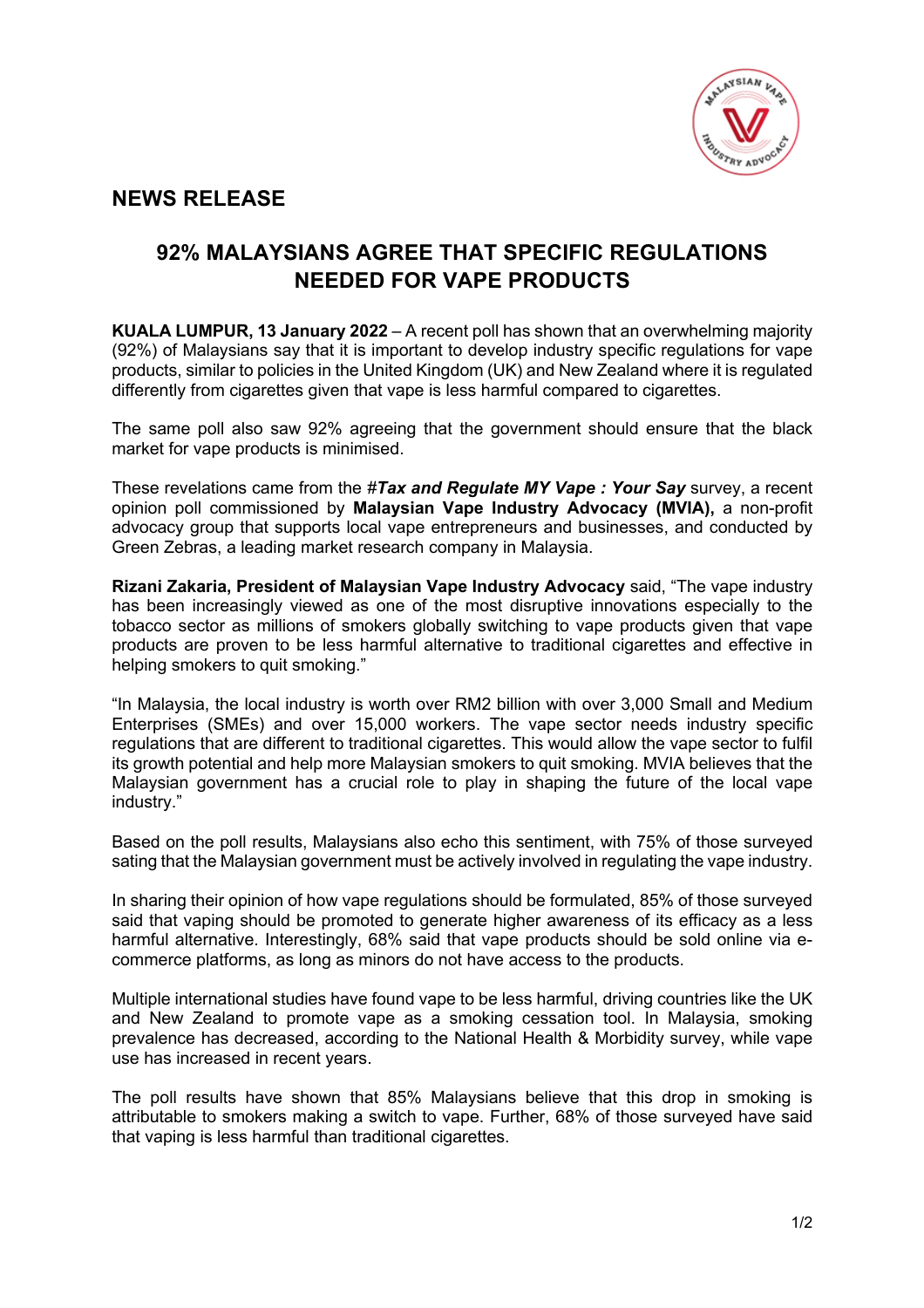## NEWS RELEASE

# 92% MALAYSIANS AGREE THAT SPECIFIC REGULATIONS NEEDED FOR VAPE PRODUCTS

**KUALA LUMPUR, 13 January 2022** – A recent poll has shown that an overwhelming majority (92%) of Malaysians say that it is important to develop industry specific regulations for vape products, similar to policies in the United Kingdom (UK) and New Zealand where it is regulated differently from cigarettes given that vape is less harmful compared to cigarettes.

The same poll also saw 92% agreeing that the government should ensure that the black market for vape products is minimised.

These revelations came from the ***#Tax and Regulate MY Vape : Your Say*** survey, a recent opinion poll commissioned by **Malaysian Vape Industry Advocacy (MVIA),** a non-profit advocacy group that supports local vape entrepreneurs and businesses, and conducted by Green Zebras, a leading market research company in Malaysia.

**Rizani Zakaria, President of Malaysian Vape Industry Advocacy** said, "The vape industry has been increasingly viewed as one of the most disruptive innovations especially to the tobacco sector as millions of smokers globally switching to vape products given that vape products are proven to be less harmful alternative to traditional cigarettes and effective in helping smokers to quit smoking."

"In Malaysia, the local industry is worth over RM2 billion with over 3,000 Small and Medium Enterprises (SMEs) and over 15,000 workers. The vape sector needs industry specific regulations that are different to traditional cigarettes. This would allow the vape sector to fulfil its growth potential and help more Malaysian smokers to quit smoking. MVIA believes that the Malaysian government has a crucial role to play in shaping the future of the local vape industry."

Based on the poll results, Malaysians also echo this sentiment, with 75% of those surveyed sating that the Malaysian government must be actively involved in regulating the vape industry.

In sharing their opinion of how vape regulations should be formulated, 85% of those surveyed said that vaping should be promoted to generate higher awareness of its efficacy as a less harmful alternative. Interestingly, 68% said that vape products should be sold online via e-commerce platforms, as long as minors do not have access to the products.

Multiple international studies have found vape to be less harmful, driving countries like the UK and New Zealand to promote vape as a smoking cessation tool. In Malaysia, smoking prevalence has decreased, according to the National Health & Morbidity survey, while vape use has increased in recent years.

The poll results have shown that 85% Malaysians believe that this drop in smoking is attributable to smokers making a switch to vape. Further, 68% of those surveyed have said that vaping is less harmful than traditional cigarettes.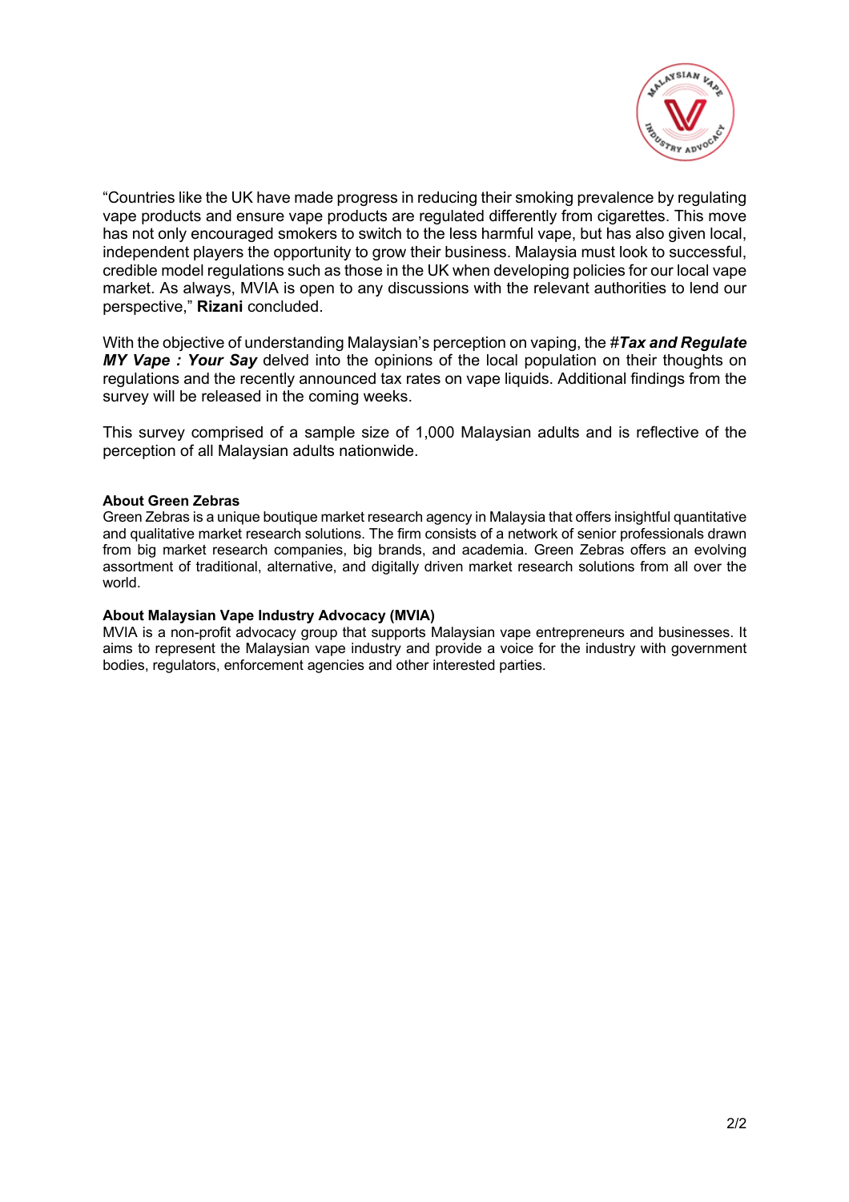"Countries like the UK have made progress in reducing their smoking prevalence by regulating vape products and ensure vape products are regulated differently from cigarettes. This move has not only encouraged smokers to switch to the less harmful vape, but has also given local, independent players the opportunity to grow their business. Malaysia must look to successful, credible model regulations such as those in the UK when developing policies for our local vape market. As always, MVIA is open to any discussions with the relevant authorities to lend our perspective," **Rizani** concluded.

With the objective of understanding Malaysian's perception on vaping, the #***Tax and Regulate MY Vape : Your Say*** delved into the opinions of the local population on their thoughts on regulations and the recently announced tax rates on vape liquids. Additional findings from the survey will be released in the coming weeks.

This survey comprised of a sample size of 1,000 Malaysian adults and is reflective of the perception of all Malaysian adults nationwide.

**About Green Zebras**
Green Zebras is a unique boutique market research agency in Malaysia that offers insightful quantitative and qualitative market research solutions. The firm consists of a network of senior professionals drawn from big market research companies, big brands, and academia. Green Zebras offers an evolving assortment of traditional, alternative, and digitally driven market research solutions from all over the world.

**About Malaysian Vape Industry Advocacy (MVIA)**
MVIA is a non-profit advocacy group that supports Malaysian vape entrepreneurs and businesses. It aims to represent the Malaysian vape industry and provide a voice for the industry with government bodies, regulators, enforcement agencies and other interested parties.